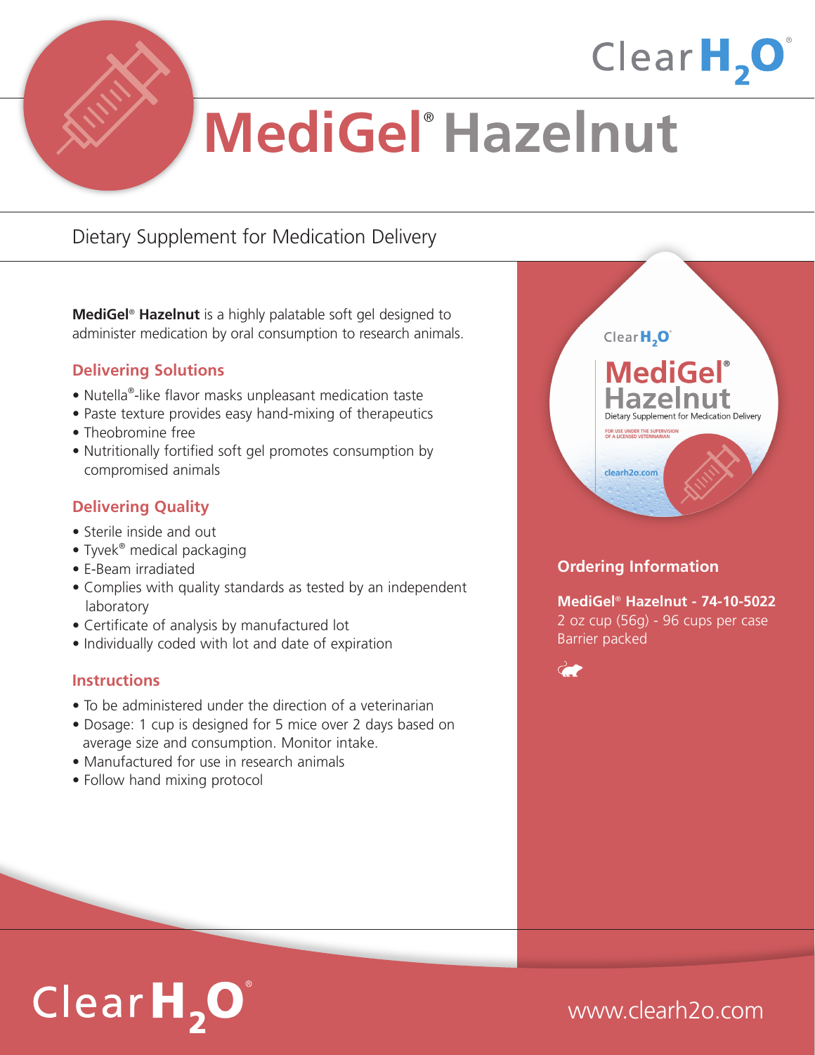# MediGel® Hazelnut

Dietary Supplement for Medication Delivery

**MediGel® Hazelnut** is a highly palatable soft gel designed to administer medication by oral consumption to research animals.

## Delivering Solutions

- Nutella®-like flavor masks unpleasant medication taste
- Paste texture provides easy hand-mixing of therapeutics
- Theobromine free
- Nutritionally fortified soft gel promotes consumption by compromised animals

## Delivering Quality

- Sterile inside and out
- Tyvek® medical packaging
- E-Beam irradiated
- Complies with quality standards as tested by an independent laboratory
- Certificate of analysis by manufactured lot
- Individually coded with lot and date of expiration

## Instructions

- To be administered under the direction of a veterinarian
- Dosage: 1 cup is designed for 5 mice over 2 days based on average size and consumption. Monitor intake.
- Manufactured for use in research animals
- Follow hand mixing protocol

## Ordering Information

**MediGel® Hazelnut - 74-10-5022**
2 oz cup (56g) - 96 cups per case
Barrier packed

www.clearh2o.com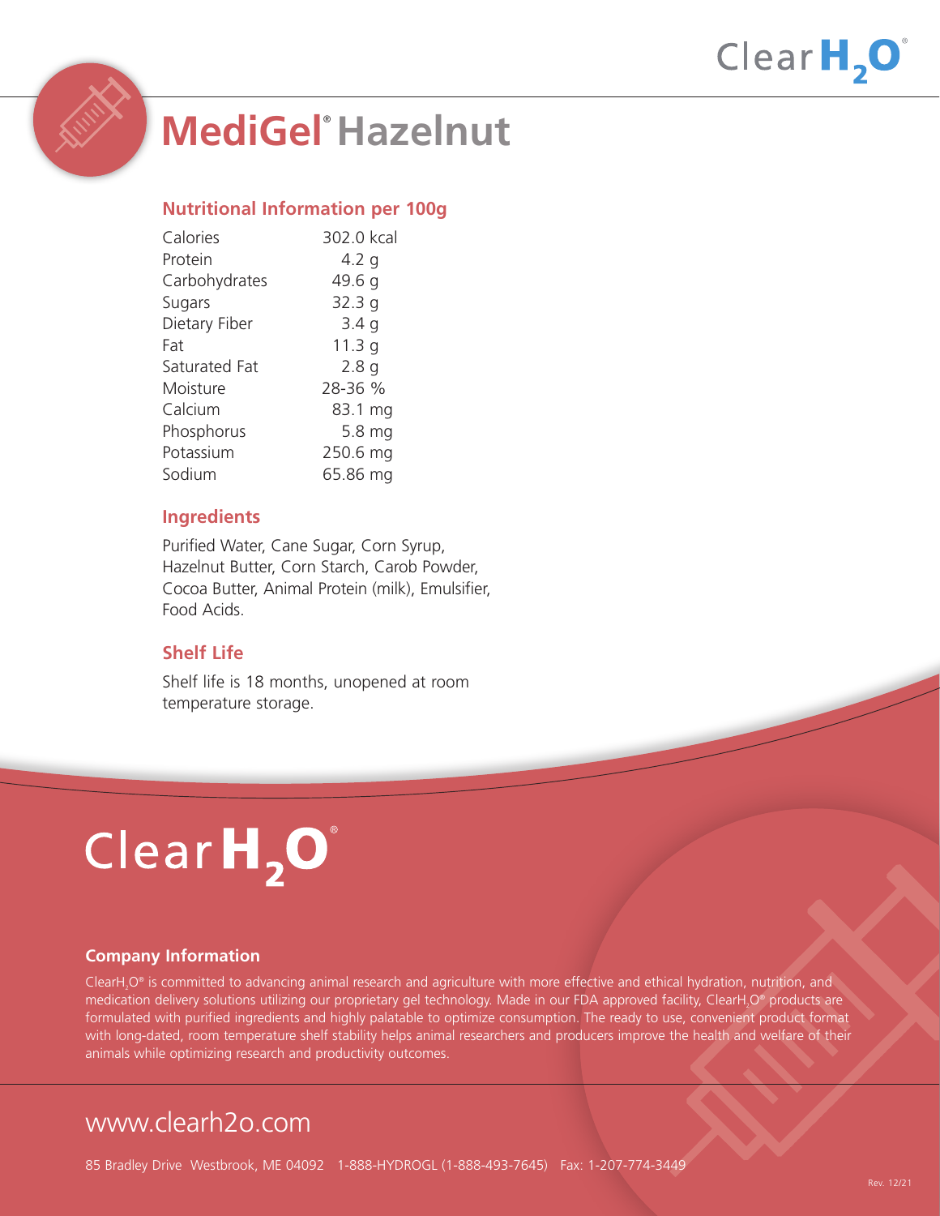# MediGel® Hazelnut

## Nutritional Information per 100g

| | |
|---|---|
| Calories | 302.0 kcal |
| Protein | 4.2 g |
| Carbohydrates | 49.6 g |
| Sugars | 32.3 g |
| Dietary Fiber | 3.4 g |
| Fat | 11.3 g |
| Saturated Fat | 2.8 g |
| Moisture | 28-36 % |
| Calcium | 83.1 mg |
| Phosphorus | 5.8 mg |
| Potassium | 250.6 mg |
| Sodium | 65.86 mg |

## Ingredients

Purified Water, Cane Sugar, Corn Syrup, Hazelnut Butter, Corn Starch, Carob Powder, Cocoa Butter, Animal Protein (milk), Emulsifier, Food Acids.

## Shelf Life

Shelf life is 18 months, unopened at room temperature storage.

ClearH$_2$O®

### Company Information

ClearH$_2$O® is committed to advancing animal research and agriculture with more effective and ethical hydration, nutrition, and medication delivery solutions utilizing our proprietary gel technology. Made in our FDA approved facility, ClearH$_2$O® products are formulated with purified ingredients and highly palatable to optimize consumption. The ready to use, convenient product format with long-dated, room temperature shelf stability helps animal researchers and producers improve the health and welfare of their animals while optimizing research and productivity outcomes.

www.clearh2o.com

85 Bradley Drive Westbrook, ME 04092 1-888-HYDROGL (1-888-493-7645) Fax: 1-207-774-3449

Rev. 12/21